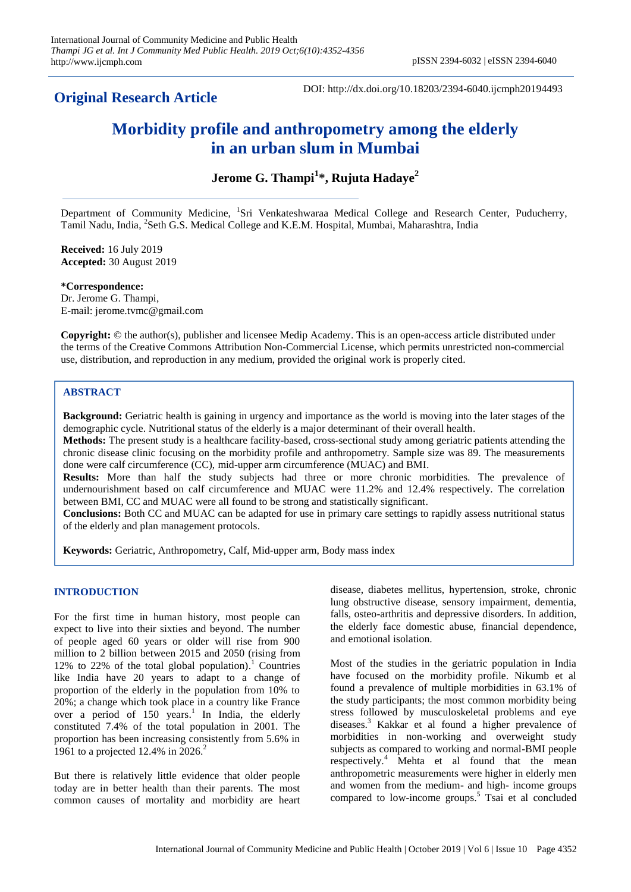## Original Research Article

DOI: http://dx.doi.org/10.18203/2394-6040.ijcmph20194493

# Morbidity profile and anthropometry among the elderly in an urban slum in Mumbai

**Jerome G. Thampi[1]\*, Rujuta Hadaye[2]**

Department of Community Medicine, [1]Sri Venkateshwaraa Medical College and Research Center, Puducherry, Tamil Nadu, India, [2]Seth G.S. Medical College and K.E.M. Hospital, Mumbai, Maharashtra, India

**Received:** 16 July 2019
**Accepted:** 30 August 2019

**\*Correspondence:**
Dr. Jerome G. Thampi,
E-mail: jerome.tvmc@gmail.com

**Copyright:** © the author(s), publisher and licensee Medip Academy. This is an open-access article distributed under the terms of the Creative Commons Attribution Non-Commercial License, which permits unrestricted non-commercial use, distribution, and reproduction in any medium, provided the original work is properly cited.

## ABSTRACT

**Background:** Geriatric health is gaining in urgency and importance as the world is moving into the later stages of the demographic cycle. Nutritional status of the elderly is a major determinant of their overall health.

**Methods:** The present study is a healthcare facility-based, cross-sectional study among geriatric patients attending the chronic disease clinic focusing on the morbidity profile and anthropometry. Sample size was 89. The measurements done were calf circumference (CC), mid-upper arm circumference (MUAC) and BMI.

**Results:** More than half the study subjects had three or more chronic morbidities. The prevalence of undernourishment based on calf circumference and MUAC were 11.2% and 12.4% respectively. The correlation between BMI, CC and MUAC were all found to be strong and statistically significant.

**Conclusions:** Both CC and MUAC can be adapted for use in primary care settings to rapidly assess nutritional status of the elderly and plan management protocols.

**Keywords:** Geriatric, Anthropometry, Calf, Mid-upper arm, Body mass index

## INTRODUCTION

For the first time in human history, most people can expect to live into their sixties and beyond. The number of people aged 60 years or older will rise from 900 million to 2 billion between 2015 and 2050 (rising from 12% to 22% of the total global population).[1] Countries like India have 20 years to adapt to a change of proportion of the elderly in the population from 10% to 20%; a change which took place in a country like France over a period of 150 years.[1] In India, the elderly constituted 7.4% of the total population in 2001. The proportion has been increasing consistently from 5.6% in 1961 to a projected 12.4% in 2026.[2]

But there is relatively little evidence that older people today are in better health than their parents. The most common causes of mortality and morbidity are heart disease, diabetes mellitus, hypertension, stroke, chronic lung obstructive disease, sensory impairment, dementia, falls, osteo-arthritis and depressive disorders. In addition, the elderly face domestic abuse, financial dependence, and emotional isolation.

Most of the studies in the geriatric population in India have focused on the morbidity profile. Nikumb et al found a prevalence of multiple morbidities in 63.1% of the study participants; the most common morbidity being stress followed by musculoskeletal problems and eye diseases.[3] Kakkar et al found a higher prevalence of morbidities in non-working and overweight study subjects as compared to working and normal-BMI people respectively.[4] Mehta et al found that the mean anthropometric measurements were higher in elderly men and women from the medium- and high- income groups compared to low-income groups.[5] Tsai et al concluded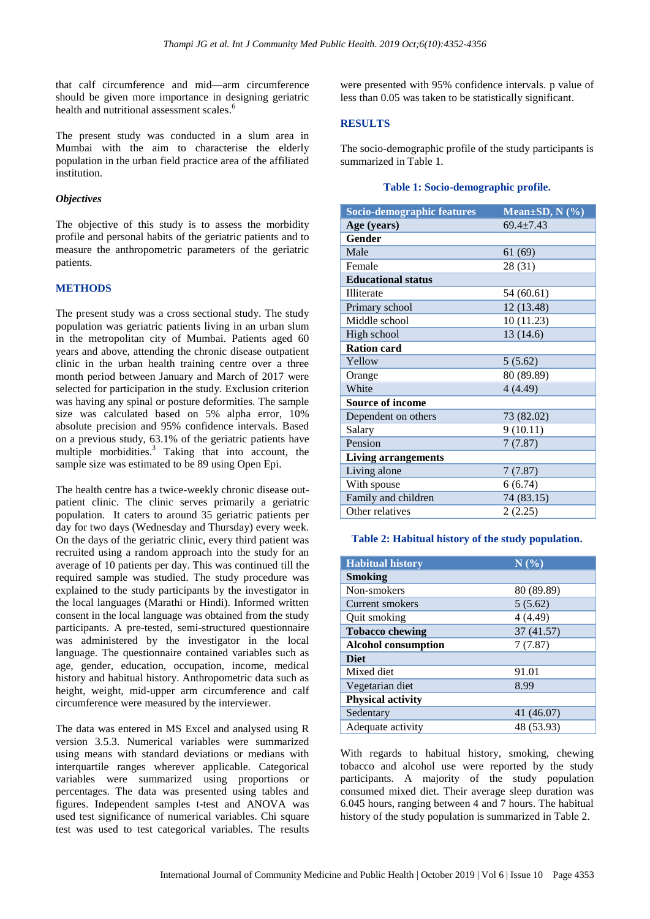that calf circumference and mid—arm circumference should be given more importance in designing geriatric health and nutritional assessment scales.[6]

The present study was conducted in a slum area in Mumbai with the aim to characterise the elderly population in the urban field practice area of the affiliated institution.

### *Objectives*

The objective of this study is to assess the morbidity profile and personal habits of the geriatric patients and to measure the anthropometric parameters of the geriatric patients.

## METHODS

The present study was a cross sectional study. The study population was geriatric patients living in an urban slum in the metropolitan city of Mumbai. Patients aged 60 years and above, attending the chronic disease outpatient clinic in the urban health training centre over a three month period between January and March of 2017 were selected for participation in the study. Exclusion criterion was having any spinal or posture deformities. The sample size was calculated based on 5% alpha error, 10% absolute precision and 95% confidence intervals. Based on a previous study, 63.1% of the geriatric patients have multiple morbidities.[3] Taking that into account, the sample size was estimated to be 89 using Open Epi.

The health centre has a twice-weekly chronic disease out-patient clinic. The clinic serves primarily a geriatric population. It caters to around 35 geriatric patients per day for two days (Wednesday and Thursday) every week. On the days of the geriatric clinic, every third patient was recruited using a random approach into the study for an average of 10 patients per day. This was continued till the required sample was studied. The study procedure was explained to the study participants by the investigator in the local languages (Marathi or Hindi). Informed written consent in the local language was obtained from the study participants. A pre-tested, semi-structured questionnaire was administered by the investigator in the local language. The questionnaire contained variables such as age, gender, education, occupation, income, medical history and habitual history. Anthropometric data such as height, weight, mid-upper arm circumference and calf circumference were measured by the interviewer.

The data was entered in MS Excel and analysed using R version 3.5.3. Numerical variables were summarized using means with standard deviations or medians with interquartile ranges wherever applicable. Categorical variables were summarized using proportions or percentages. The data was presented using tables and figures. Independent samples t-test and ANOVA was used test significance of numerical variables. Chi square test was used to test categorical variables. The results were presented with 95% confidence intervals. p value of less than 0.05 was taken to be statistically significant.

## RESULTS

The socio-demographic profile of the study participants is summarized in Table 1.

**Table 1: Socio-demographic profile.**

| Socio-demographic features | Mean±SD, N (%) |
|---|---|
| **Age (years)** | 69.4±7.43 |
| **Gender** | |
| Male | 61 (69) |
| Female | 28 (31) |
| **Educational status** | |
| Illiterate | 54 (60.61) |
| Primary school | 12 (13.48) |
| Middle school | 10 (11.23) |
| High school | 13 (14.6) |
| **Ration card** | |
| Yellow | 5 (5.62) |
| Orange | 80 (89.89) |
| White | 4 (4.49) |
| **Source of income** | |
| Dependent on others | 73 (82.02) |
| Salary | 9 (10.11) |
| Pension | 7 (7.87) |
| **Living arrangements** | |
| Living alone | 7 (7.87) |
| With spouse | 6 (6.74) |
| Family and children | 74 (83.15) |
| Other relatives | 2 (2.25) |

**Table 2: Habitual history of the study population.**

| Habitual history | N (%) |
|---|---|
| **Smoking** | |
| Non-smokers | 80 (89.89) |
| Current smokers | 5 (5.62) |
| Quit smoking | 4 (4.49) |
| **Tobacco chewing** | 37 (41.57) |
| **Alcohol consumption** | 7 (7.87) |
| **Diet** | |
| Mixed diet | 91.01 |
| Vegetarian diet | 8.99 |
| **Physical activity** | |
| Sedentary | 41 (46.07) |
| Adequate activity | 48 (53.93) |

With regards to habitual history, smoking, chewing tobacco and alcohol use were reported by the study participants. A majority of the study population consumed mixed diet. Their average sleep duration was 6.045 hours, ranging between 4 and 7 hours. The habitual history of the study population is summarized in Table 2.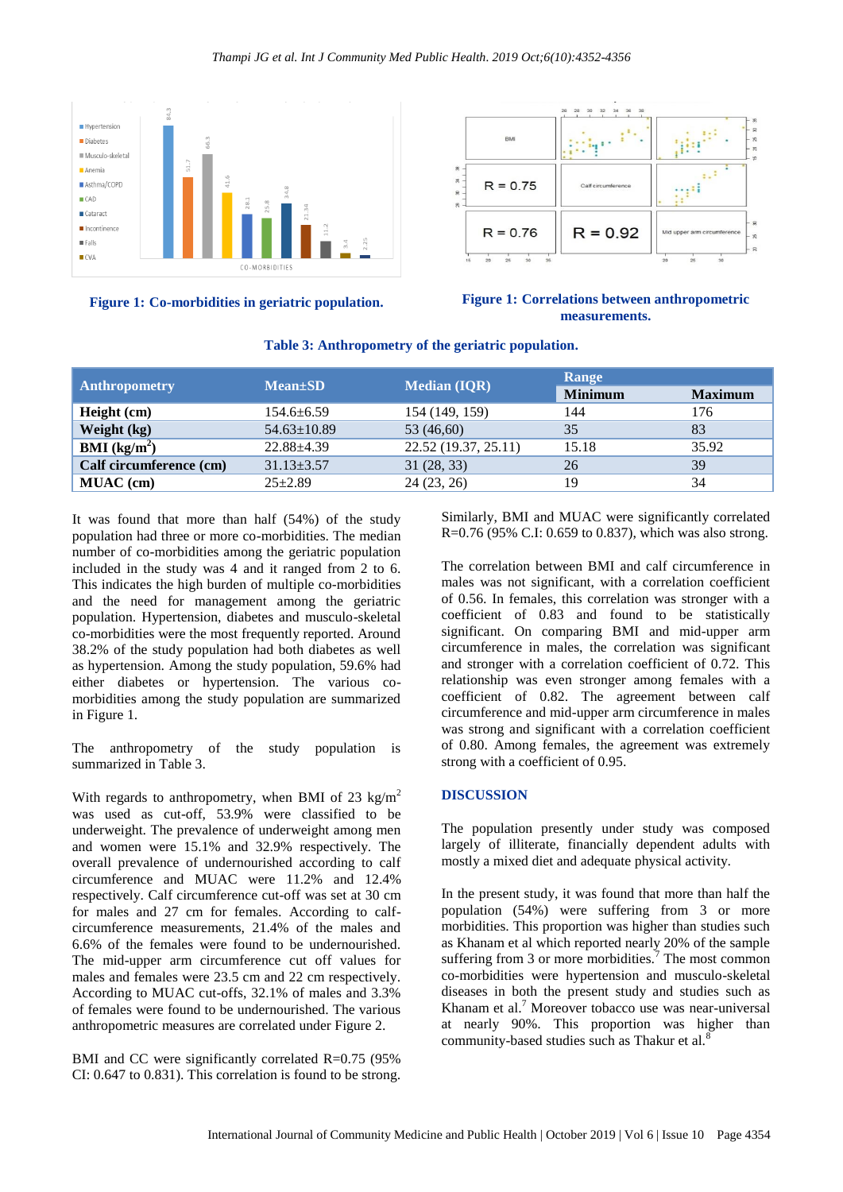Figure 1: Co-morbidities in geriatric population.

Figure 1: Correlations between anthropometric measurements.

**Table 3: Anthropometry of the geriatric population.**

| Anthropometry | Mean±SD | Median (IQR) | Range | |
|---|---|---|---|---|
| | | | Minimum | Maximum |
| **Height (cm)** | 154.6±6.59 | 154 (149, 159) | 144 | 176 |
| **Weight (kg)** | 54.63±10.89 | 53 (46,60) | 35 | 83 |
| **BMI (kg/m$^2$)** | 22.88±4.39 | 22.52 (19.37, 25.11) | 15.18 | 35.92 |
| **Calf circumference (cm)** | 31.13±3.57 | 31 (28, 33) | 26 | 39 |
| **MUAC (cm)** | 25±2.89 | 24 (23, 26) | 19 | 34 |

It was found that more than half (54%) of the study population had three or more co-morbidities. The median number of co-morbidities among the geriatric population included in the study was 4 and it ranged from 2 to 6. This indicates the high burden of multiple co-morbidities and the need for management among the geriatric population. Hypertension, diabetes and musculo-skeletal co-morbidities were the most frequently reported. Around 38.2% of the study population had both diabetes as well as hypertension. Among the study population, 59.6% had either diabetes or hypertension. The various co-morbidities among the study population are summarized in Figure 1.

The anthropometry of the study population is summarized in Table 3.

With regards to anthropometry, when BMI of 23 kg/m$^2$ was used as cut-off, 53.9% were classified to be underweight. The prevalence of underweight among men and women were 15.1% and 32.9% respectively. The overall prevalence of undernourished according to calf circumference and MUAC were 11.2% and 12.4% respectively. Calf circumference cut-off was set at 30 cm for males and 27 cm for females. According to calf-circumference measurements, 21.4% of the males and 6.6% of the females were found to be undernourished. The mid-upper arm circumference cut off values for males and females were 23.5 cm and 22 cm respectively. According to MUAC cut-offs, 32.1% of males and 3.3% of females were found to be undernourished. The various anthropometric measures are correlated under Figure 2.

BMI and CC were significantly correlated R=0.75 (95% CI: 0.647 to 0.831). This correlation is found to be strong.

Similarly, BMI and MUAC were significantly correlated R=0.76 (95% C.I: 0.659 to 0.837), which was also strong.

The correlation between BMI and calf circumference in males was not significant, with a correlation coefficient of 0.56. In females, this correlation was stronger with a coefficient of 0.83 and found to be statistically significant. On comparing BMI and mid-upper arm circumference in males, the correlation was significant and stronger with a correlation coefficient of 0.72. This relationship was even stronger among females with a coefficient of 0.82. The agreement between calf circumference and mid-upper arm circumference in males was strong and significant with a correlation coefficient of 0.80. Among females, the agreement was extremely strong with a coefficient of 0.95.

## DISCUSSION

The population presently under study was composed largely of illiterate, financially dependent adults with mostly a mixed diet and adequate physical activity.

In the present study, it was found that more than half the population (54%) were suffering from 3 or more morbidities. This proportion was higher than studies such as Khanam et al which reported nearly 20% of the sample suffering from 3 or more morbidities.[7] The most common co-morbidities were hypertension and musculo-skeletal diseases in both the present study and studies such as Khanam et al.[7] Moreover tobacco use was near-universal at nearly 90%. This proportion was higher than community-based studies such as Thakur et al.[8]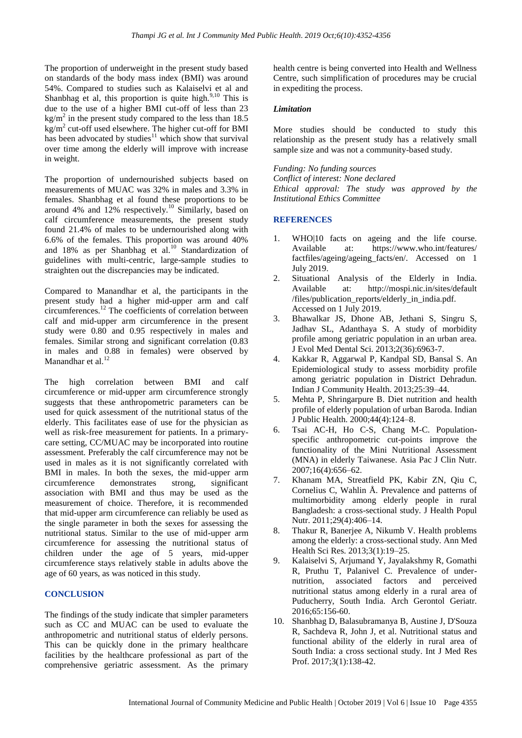The proportion of underweight in the present study based on standards of the body mass index (BMI) was around 54%. Compared to studies such as Kalaiselvi et al and Shanbhag et al, this proportion is quite high.[9,10] This is due to the use of a higher BMI cut-off of less than 23 $kg/m^2$ in the present study compared to the less than 18.5 $kg/m^2$ cut-off used elsewhere. The higher cut-off for BMI has been advocated by studies[11] which show that survival over time among the elderly will improve with increase in weight.

The proportion of undernourished subjects based on measurements of MUAC was 32% in males and 3.3% in females. Shanbhag et al found these proportions to be around 4% and 12% respectively.[10] Similarly, based on calf circumference measurements, the present study found 21.4% of males to be undernourished along with 6.6% of the females. This proportion was around 40% and 18% as per Shanbhag et al.[10] Standardization of guidelines with multi-centric, large-sample studies to straighten out the discrepancies may be indicated.

Compared to Manandhar et al, the participants in the present study had a higher mid-upper arm and calf circumferences.[12] The coefficients of correlation between calf and mid-upper arm circumference in the present study were 0.80 and 0.95 respectively in males and females. Similar strong and significant correlation (0.83 in males and 0.88 in females) were observed by Manandhar et al.[12]

The high correlation between BMI and calf circumference or mid-upper arm circumference strongly suggests that these anthropometric parameters can be used for quick assessment of the nutritional status of the elderly. This facilitates ease of use for the physician as well as risk-free measurement for patients. In a primary-care setting, CC/MUAC may be incorporated into routine assessment. Preferably the calf circumference may not be used in males as it is not significantly correlated with BMI in males. In both the sexes, the mid-upper arm circumference demonstrates strong, significant association with BMI and thus may be used as the measurement of choice. Therefore, it is recommended that mid-upper arm circumference can reliably be used as the single parameter in both the sexes for assessing the nutritional status. Similar to the use of mid-upper arm circumference for assessing the nutritional status of children under the age of 5 years, mid-upper circumference stays relatively stable in adults above the age of 60 years, as was noticed in this study.

## CONCLUSION

The findings of the study indicate that simpler parameters such as CC and MUAC can be used to evaluate the anthropometric and nutritional status of elderly persons. This can be quickly done in the primary healthcare facilities by the healthcare professional as part of the comprehensive geriatric assessment. As the primary health centre is being converted into Health and Wellness Centre, such simplification of procedures may be crucial in expediting the process.

### *Limitation*

More studies should be conducted to study this relationship as the present study has a relatively small sample size and was not a community-based study.

*Funding: No funding sources*
*Conflict of interest: None declared*
*Ethical approval: The study was approved by the Institutional Ethics Committee*

## REFERENCES

1. WHO|10 facts on ageing and the life course. Available at: https://www.who.int/features/factfiles/ageing/ageing_facts/en/. Accessed on 1 July 2019.
2. Situational Analysis of the Elderly in India. Available at: http://mospi.nic.in/sites/default/files/publication_reports/elderly_in_india.pdf. Accessed on 1 July 2019.
3. Bhawalkar JS, Dhone AB, Jethani S, Singru S, Jadhav SL, Adanthaya S. A study of morbidity profile among geriatric population in an urban area. J Evol Med Dental Sci. 2013;2(36):6963-7.
4. Kakkar R, Aggarwal P, Kandpal SD, Bansal S. An Epidemiological study to assess morbidity profile among geriatric population in District Dehradun. Indian J Community Health. 2013;25:39–44.
5. Mehta P, Shringarpure B. Diet nutrition and health profile of elderly population of urban Baroda. Indian J Public Health. 2000;44(4):124–8.
6. Tsai AC-H, Ho C-S, Chang M-C. Population-specific anthropometric cut-points improve the functionality of the Mini Nutritional Assessment (MNA) in elderly Taiwanese. Asia Pac J Clin Nutr. 2007;16(4):656–62.
7. Khanam MA, Streatfield PK, Kabir ZN, Qiu C, Cornelius C, Wahlin Å. Prevalence and patterns of multimorbidity among elderly people in rural Bangladesh: a cross-sectional study. J Health Popul Nutr. 2011;29(4):406–14.
8. Thakur R, Banerjee A, Nikumb V. Health problems among the elderly: a cross-sectional study. Ann Med Health Sci Res. 2013;3(1):19–25.
9. Kalaiselvi S, Arjumand Y, Jayalakshmy R, Gomathi R, Pruthu T, Palanivel C. Prevalence of under-nutrition, associated factors and perceived nutritional status among elderly in a rural area of Puducherry, South India. Arch Gerontol Geriatr. 2016;65:156-60.
10. Shanbhag D, Balasubramanya B, Austine J, D'Souza R, Sachdeva R, John J, et al. Nutritional status and functional ability of the elderly in rural area of South India: a cross sectional study. Int J Med Res Prof. 2017;3(1):138-42.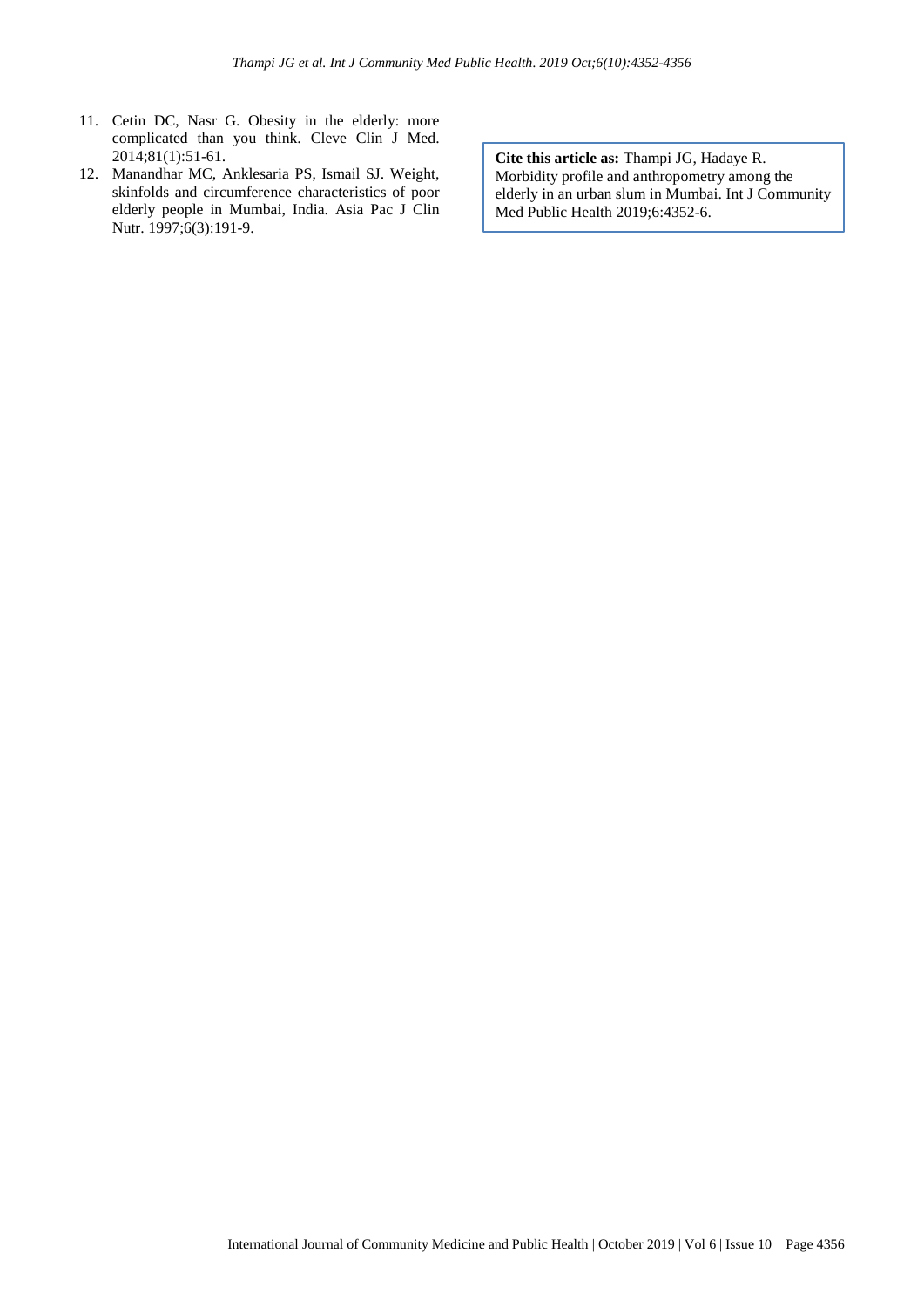11. Cetin DC, Nasr G. Obesity in the elderly: more complicated than you think. Cleve Clin J Med. 2014;81(1):51-61.
12. Manandhar MC, Anklesaria PS, Ismail SJ. Weight, skinfolds and circumference characteristics of poor elderly people in Mumbai, India. Asia Pac J Clin Nutr. 1997;6(3):191-9.

**Cite this article as:** Thampi JG, Hadaye R. Morbidity profile and anthropometry among the elderly in an urban slum in Mumbai. Int J Community Med Public Health 2019;6:4352-6.